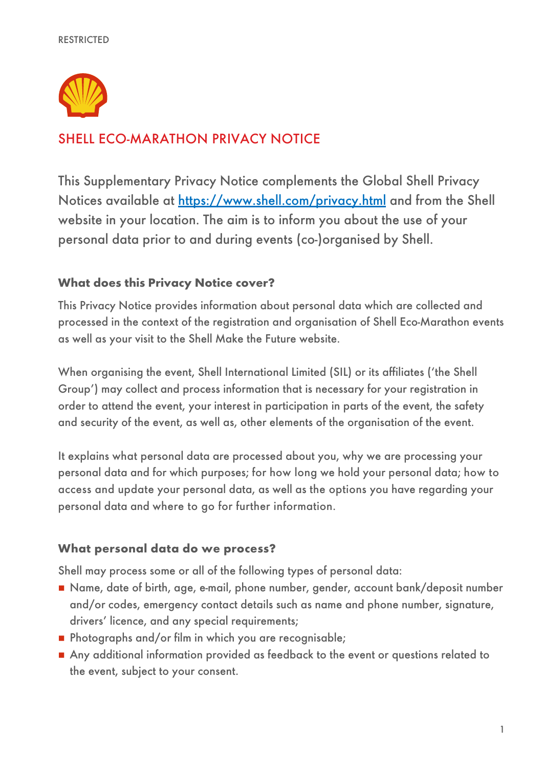RESTRICTED

# SHELL ECO-MARATHON PRIVACY NOTICE

This Supplementary Privacy Notice complements the Global Shell Privacy Notices available at [https://www.shell.com/privacy.html](https://www.shell.com/privacy.html) and from the Shell website in your location. The aim is to inform you about the use of your personal data prior to and during events (co-)organised by Shell.

## What does this Privacy Notice cover?

This Privacy Notice provides information about personal data which are collected and processed in the context of the registration and organisation of Shell Eco-Marathon events as well as your visit to the Shell Make the Future website.

When organising the event, Shell International Limited (SIL) or its affiliates ('the Shell Group') may collect and process information that is necessary for your registration in order to attend the event, your interest in participation in parts of the event, the safety and security of the event, as well as, other elements of the organisation of the event.

It explains what personal data are processed about you, why we are processing your personal data and for which purposes; for how long we hold your personal data; how to access and update your personal data, as well as the options you have regarding your personal data and where to go for further information.

## What personal data do we process?

Shell may process some or all of the following types of personal data:

- Name, date of birth, age, e-mail, phone number, gender, account bank/deposit number and/or codes, emergency contact details such as name and phone number, signature, drivers' licence, and any special requirements;
- Photographs and/or film in which you are recognisable;
- Any additional information provided as feedback to the event or questions related to the event, subject to your consent.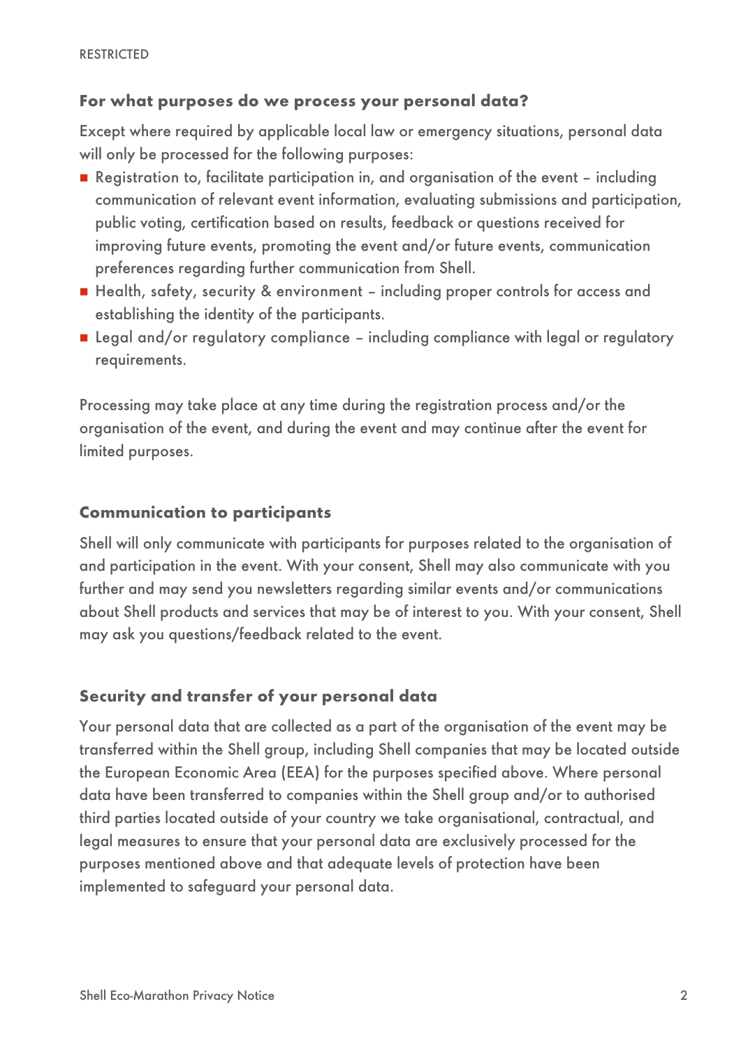## For what purposes do we process your personal data?

Except where required by applicable local law or emergency situations, personal data will only be processed for the following purposes:

- Registration to, facilitate participation in, and organisation of the event – including communication of relevant event information, evaluating submissions and participation, public voting, certification based on results, feedback or questions received for improving future events, promoting the event and/or future events, communication preferences regarding further communication from Shell.
- Health, safety, security & environment – including proper controls for access and establishing the identity of the participants.
- Legal and/or regulatory compliance – including compliance with legal or regulatory requirements.

Processing may take place at any time during the registration process and/or the organisation of the event, and during the event and may continue after the event for limited purposes.

## Communication to participants

Shell will only communicate with participants for purposes related to the organisation of and participation in the event. With your consent, Shell may also communicate with you further and may send you newsletters regarding similar events and/or communications about Shell products and services that may be of interest to you. With your consent, Shell may ask you questions/feedback related to the event.

## Security and transfer of your personal data

Your personal data that are collected as a part of the organisation of the event may be transferred within the Shell group, including Shell companies that may be located outside the European Economic Area (EEA) for the purposes specified above. Where personal data have been transferred to companies within the Shell group and/or to authorised third parties located outside of your country we take organisational, contractual, and legal measures to ensure that your personal data are exclusively processed for the purposes mentioned above and that adequate levels of protection have been implemented to safeguard your personal data.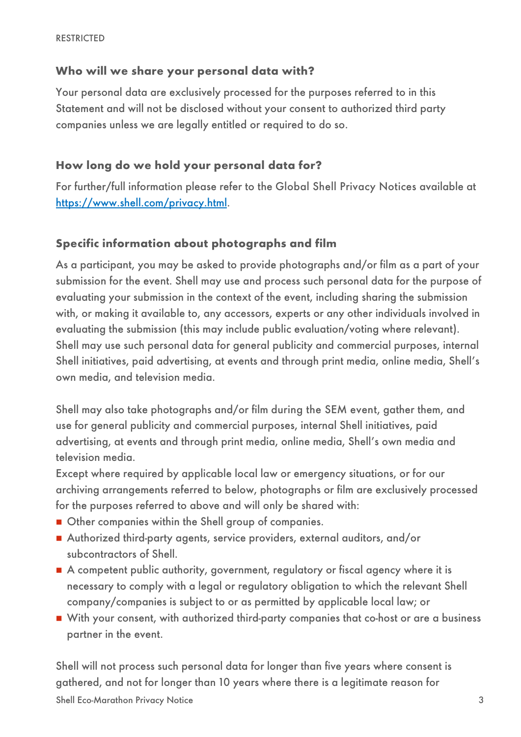## Who will we share your personal data with?

Your personal data are exclusively processed for the purposes referred to in this Statement and will not be disclosed without your consent to authorized third party companies unless we are legally entitled or required to do so.

## How long do we hold your personal data for?

For further/full information please refer to the Global Shell Privacy Notices available at [https://www.shell.com/privacy.html](https://www.shell.com/privacy.html).

## Specific information about photographs and film

As a participant, you may be asked to provide photographs and/or film as a part of your submission for the event. Shell may use and process such personal data for the purpose of evaluating your submission in the context of the event, including sharing the submission with, or making it available to, any accessors, experts or any other individuals involved in evaluating the submission (this may include public evaluation/voting where relevant). Shell may use such personal data for general publicity and commercial purposes, internal Shell initiatives, paid advertising, at events and through print media, online media, Shell's own media, and television media.

Shell may also take photographs and/or film during the SEM event, gather them, and use for general publicity and commercial purposes, internal Shell initiatives, paid advertising, at events and through print media, online media, Shell's own media and television media.

Except where required by applicable local law or emergency situations, or for our archiving arrangements referred to below, photographs or film are exclusively processed for the purposes referred to above and will only be shared with:

- Other companies within the Shell group of companies.
- Authorized third-party agents, service providers, external auditors, and/or subcontractors of Shell.
- A competent public authority, government, regulatory or fiscal agency where it is necessary to comply with a legal or regulatory obligation to which the relevant Shell company/companies is subject to or as permitted by applicable local law; or
- With your consent, with authorized third-party companies that co-host or are a business partner in the event.

Shell will not process such personal data for longer than five years where consent is gathered, and not for longer than 10 years where there is a legitimate reason for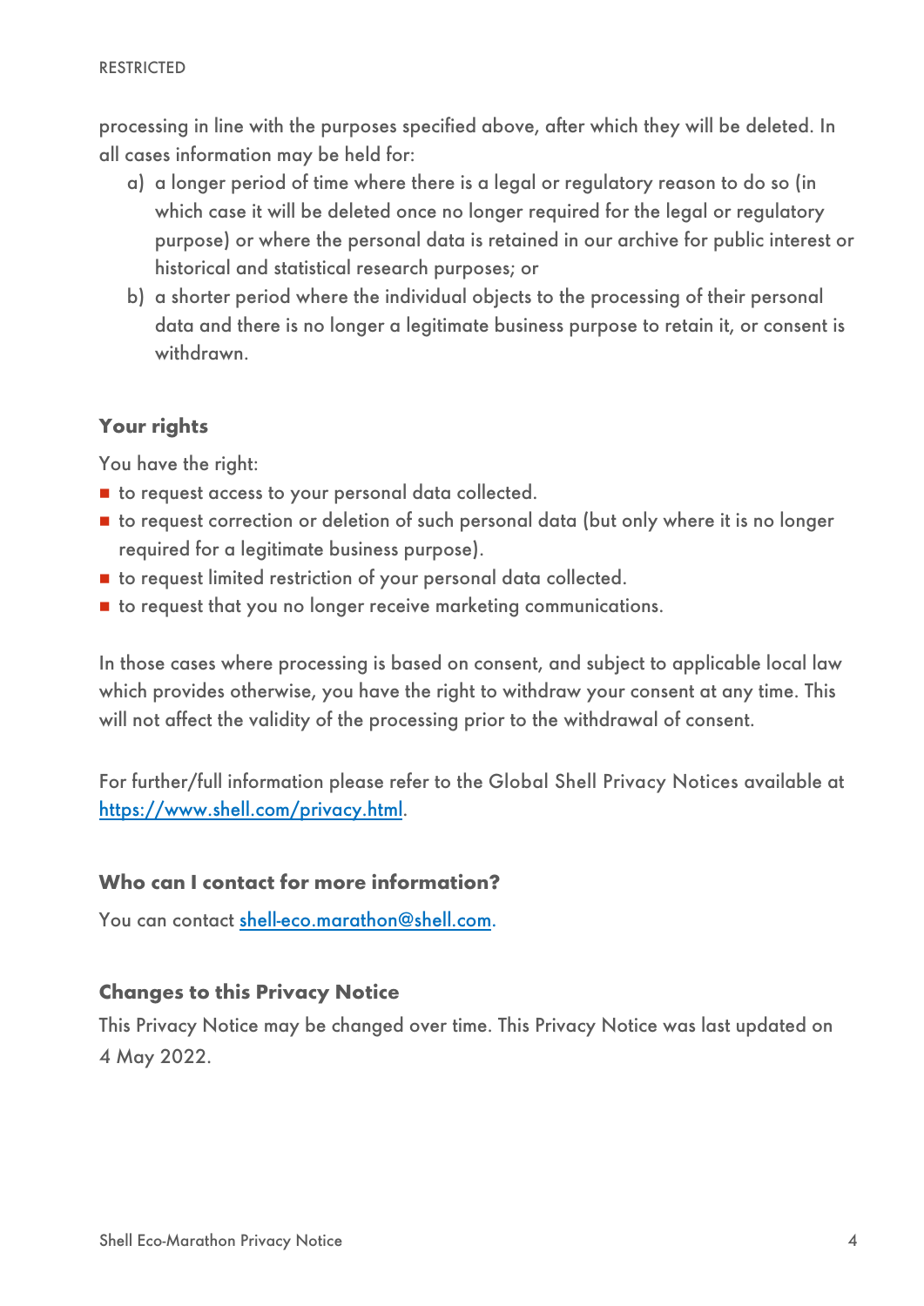processing in line with the purposes specified above, after which they will be deleted. In all cases information may be held for:

a) a longer period of time where there is a legal or regulatory reason to do so (in which case it will be deleted once no longer required for the legal or regulatory purpose) or where the personal data is retained in our archive for public interest or historical and statistical research purposes; or

b) a shorter period where the individual objects to the processing of their personal data and there is no longer a legitimate business purpose to retain it, or consent is withdrawn.

## Your rights

You have the right:

- to request access to your personal data collected.
- to request correction or deletion of such personal data (but only where it is no longer required for a legitimate business purpose).
- to request limited restriction of your personal data collected.
- to request that you no longer receive marketing communications.

In those cases where processing is based on consent, and subject to applicable local law which provides otherwise, you have the right to withdraw your consent at any time. This will not affect the validity of the processing prior to the withdrawal of consent.

For further/full information please refer to the Global Shell Privacy Notices available at [https://www.shell.com/privacy.html](https://www.shell.com/privacy.html).

## Who can I contact for more information?

You can contact [shell-eco.marathon@shell.com](mailto:shell-eco.marathon@shell.com).

## Changes to this Privacy Notice

This Privacy Notice may be changed over time. This Privacy Notice was last updated on 4 May 2022.